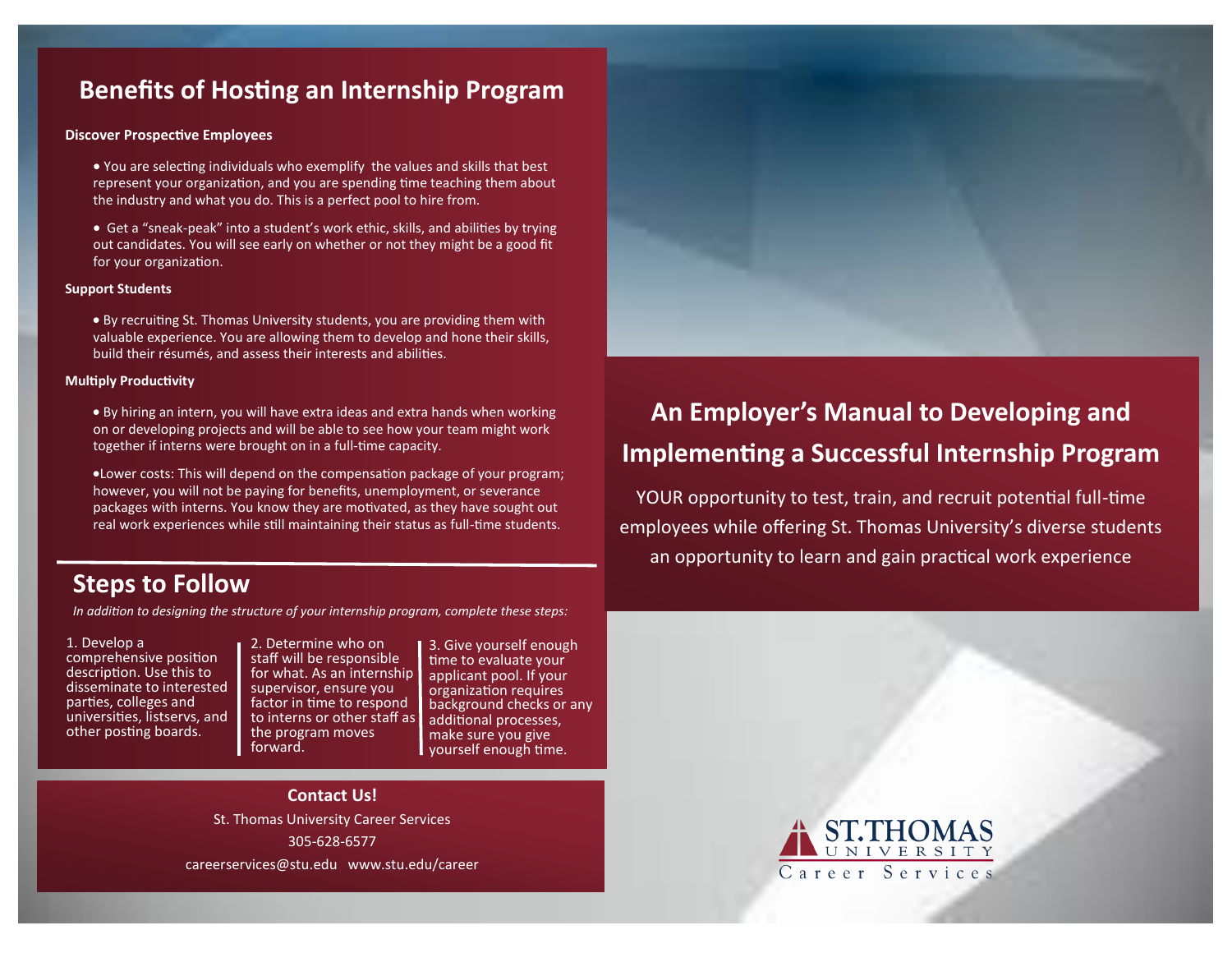## Benefits of Hosting an Internship Program

**Discover Prospective Employees**

- You are selecting individuals who exemplify the values and skills that best represent your organization, and you are spending time teaching them about the industry and what you do. This is a perfect pool to hire from.
- Get a "sneak-peak" into a student's work ethic, skills, and abilities by trying out candidates. You will see early on whether or not they might be a good fit for your organization.

**Support Students**

- By recruiting St. Thomas University students, you are providing them with valuable experience. You are allowing them to develop and hone their skills, build their résumés, and assess their interests and abilities.

**Multiply Productivity**

- By hiring an intern, you will have extra ideas and extra hands when working on or developing projects and will be able to see how your team might work together if interns were brought on in a full-time capacity.
- Lower costs: This will depend on the compensation package of your program; however, you will not be paying for benefits, unemployment, or severance packages with interns. You know they are motivated, as they have sought out real work experiences while still maintaining their status as full-time students.

## Steps to Follow

*In addition to designing the structure of your internship program, complete these steps:*

1. Develop a comprehensive position description. Use this to disseminate to interested parties, colleges and universities, listservs, and other posting boards.
2. Determine who on staff will be responsible for what. As an internship supervisor, ensure you factor in time to respond to interns or other staff as the program moves forward.
3. Give yourself enough time to evaluate your applicant pool. If your organization requires background checks or any additional processes, make sure you give yourself enough time.

**Contact Us!**

St. Thomas University Career Services

305-628-6577

careerservices@stu.edu www.stu.edu/career

# An Employer's Manual to Developing and Implementing a Successful Internship Program

YOUR opportunity to test, train, and recruit potential full-time employees while offering St. Thomas University's diverse students an opportunity to learn and gain practical work experience

ST. THOMAS UNIVERSITY

Career Services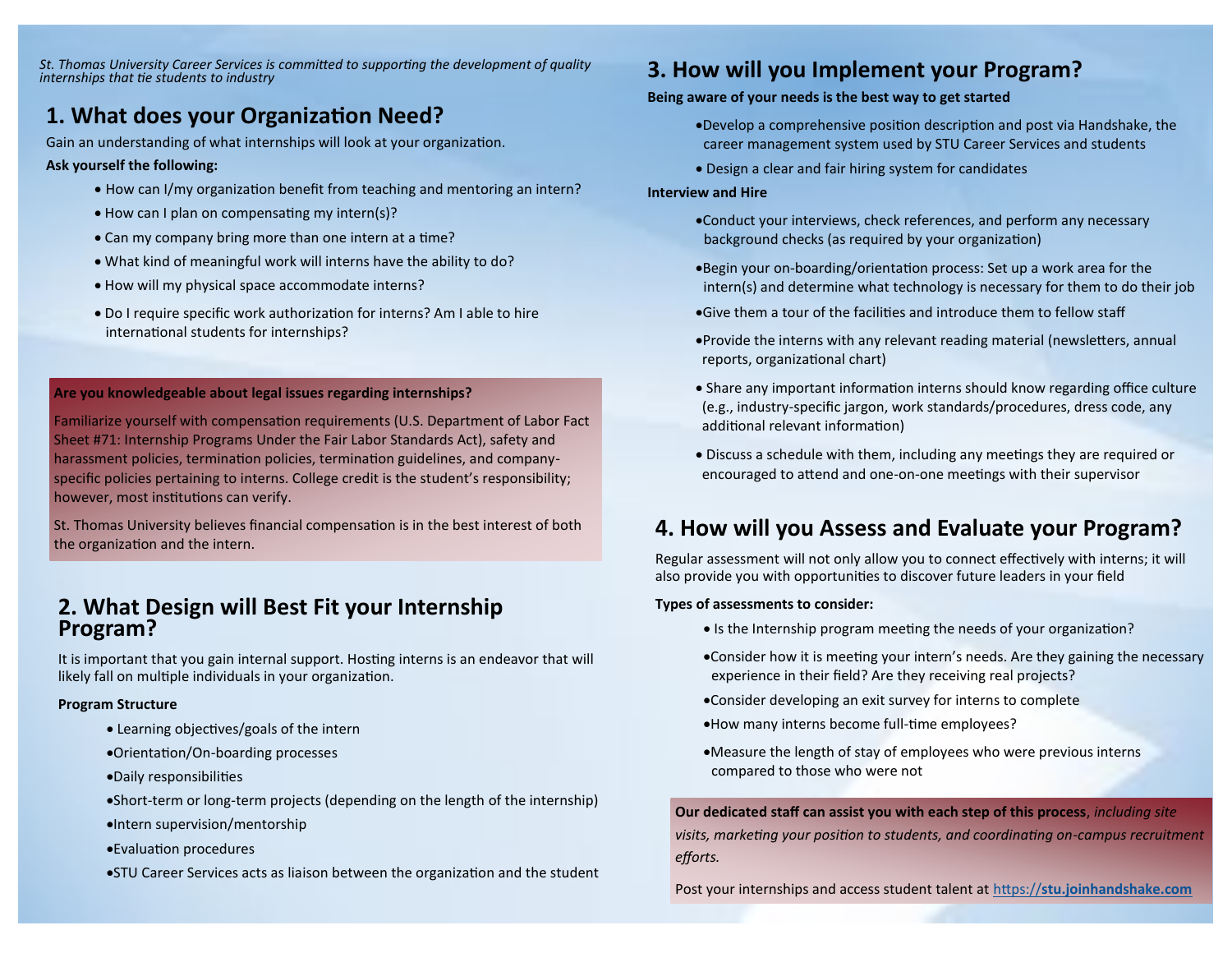*St. Thomas University Career Services is committed to supporting the development of quality internships that tie students to industry*

## 1. What does your Organization Need?

Gain an understanding of what internships will look at your organization.

**Ask yourself the following:**

- How can I/my organization benefit from teaching and mentoring an intern?
- How can I plan on compensating my intern(s)?
- Can my company bring more than one intern at a time?
- What kind of meaningful work will interns have the ability to do?
- How will my physical space accommodate interns?
- Do I require specific work authorization for interns? Am I able to hire international students for internships?

**Are you knowledgeable about legal issues regarding internships?**

Familiarize yourself with compensation requirements (U.S. Department of Labor Fact Sheet #71: Internship Programs Under the Fair Labor Standards Act), safety and harassment policies, termination policies, termination guidelines, and company-specific policies pertaining to interns. College credit is the student's responsibility; however, most institutions can verify.

St. Thomas University believes financial compensation is in the best interest of both the organization and the intern.

## 2. What Design will Best Fit your Internship Program?

It is important that you gain internal support. Hosting interns is an endeavor that will likely fall on multiple individuals in your organization.

**Program Structure**

- Learning objectives/goals of the intern
- Orientation/On-boarding processes
- Daily responsibilities
- Short-term or long-term projects (depending on the length of the internship)
- Intern supervision/mentorship
- Evaluation procedures
- STU Career Services acts as liaison between the organization and the student

## 3. How will you Implement your Program?

**Being aware of your needs is the best way to get started**

- Develop a comprehensive position description and post via Handshake, the career management system used by STU Career Services and students
- Design a clear and fair hiring system for candidates

**Interview and Hire**

- Conduct your interviews, check references, and perform any necessary background checks (as required by your organization)
- Begin your on-boarding/orientation process: Set up a work area for the intern(s) and determine what technology is necessary for them to do their job
- Give them a tour of the facilities and introduce them to fellow staff
- Provide the interns with any relevant reading material (newsletters, annual reports, organizational chart)
- Share any important information interns should know regarding office culture (e.g., industry-specific jargon, work standards/procedures, dress code, any additional relevant information)
- Discuss a schedule with them, including any meetings they are required or encouraged to attend and one-on-one meetings with their supervisor

## 4. How will you Assess and Evaluate your Program?

Regular assessment will not only allow you to connect effectively with interns; it will also provide you with opportunities to discover future leaders in your field

**Types of assessments to consider:**

- Is the Internship program meeting the needs of your organization?
- Consider how it is meeting your intern's needs. Are they gaining the necessary experience in their field? Are they receiving real projects?
- Consider developing an exit survey for interns to complete
- How many interns become full-time employees?
- Measure the length of stay of employees who were previous interns compared to those who were not

**Our dedicated staff can assist you with each step of this process**, *including site visits, marketing your position to students, and coordinating on-campus recruitment efforts.*

Post your internships and access student talent at **https://stu.joinhandshake.com**